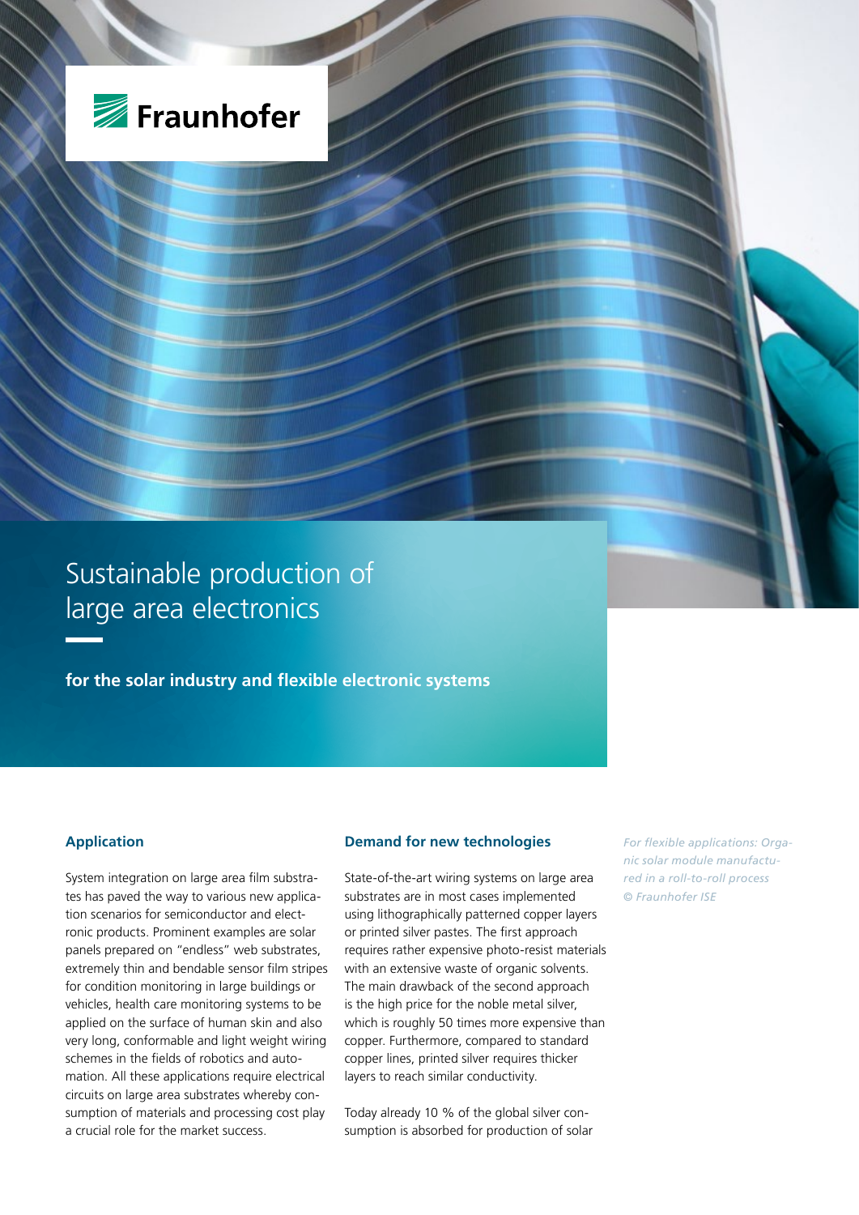Fraunhofer

# Sustainable production of large area electronics

**for the solar industry and flexible electronic systems**

## Application

System integration on large area film substrates has paved the way to various new application scenarios for semiconductor and electronic products. Prominent examples are solar panels prepared on "endless" web substrates, extremely thin and bendable sensor film stripes for condition monitoring in large buildings or vehicles, health care monitoring systems to be applied on the surface of human skin and also very long, conformable and light weight wiring schemes in the fields of robotics and automation. All these applications require electrical circuits on large area substrates whereby consumption of materials and processing cost play a crucial role for the market success.

## Demand for new technologies

State-of-the-art wiring systems on large area substrates are in most cases implemented using lithographically patterned copper layers or printed silver pastes. The first approach requires rather expensive photo-resist materials with an extensive waste of organic solvents. The main drawback of the second approach is the high price for the noble metal silver, which is roughly 50 times more expensive than copper. Furthermore, compared to standard copper lines, printed silver requires thicker layers to reach similar conductivity.

Today already 10 % of the global silver consumption is absorbed for production of solar

*For flexible applications: Organic solar module manufactured in a roll-to-roll process © Fraunhofer ISE*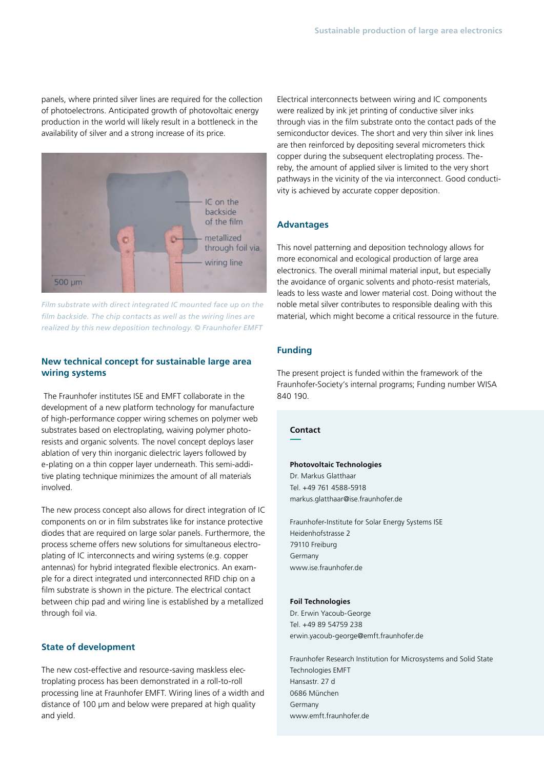panels, where printed silver lines are required for the collection of photoelectrons. Anticipated growth of photovoltaic energy production in the world will likely result in a bottleneck in the availability of silver and a strong increase of its price.

IC on the backside of the film
metallized through foil via
wiring line
500 µm

*Film substrate with direct integrated IC mounted face up on the film backside. The chip contacts as well as the wiring lines are realized by this new deposition technology. © Fraunhofer EMFT*

## New technical concept for sustainable large area wiring systems

The Fraunhofer institutes ISE and EMFT collaborate in the development of a new platform technology for manufacture of high-performance copper wiring schemes on polymer web substrates based on electroplating, waiving polymer photoresists and organic solvents. The novel concept deploys laser ablation of very thin inorganic dielectric layers followed by e-plating on a thin copper layer underneath. This semi-additive plating technique minimizes the amount of all materials involved.

The new process concept also allows for direct integration of IC components on or in film substrates like for instance protective diodes that are required on large solar panels. Furthermore, the process scheme offers new solutions for simultaneous electroplating of IC interconnects and wiring systems (e.g. copper antennas) for hybrid integrated flexible electronics. An example for a direct integrated und interconnected RFID chip on a film substrate is shown in the picture. The electrical contact between chip pad and wiring line is established by a metallized through foil via.

## State of development

The new cost-effective and resource-saving maskless electroplating process has been demonstrated in a roll-to-roll processing line at Fraunhofer EMFT. Wiring lines of a width and distance of 100 µm and below were prepared at high quality and yield.

Electrical interconnects between wiring and IC components were realized by ink jet printing of conductive silver inks through vias in the film substrate onto the contact pads of the semiconductor devices. The short and very thin silver ink lines are then reinforced by depositing several micrometers thick copper during the subsequent electroplating process. Thereby, the amount of applied silver is limited to the very short pathways in the vicinity of the via interconnect. Good conductivity is achieved by accurate copper deposition.

## Advantages

This novel patterning and deposition technology allows for more economical and ecological production of large area electronics. The overall minimal material input, but especially the avoidance of organic solvents and photo-resist materials, leads to less waste and lower material cost. Doing without the noble metal silver contributes to responsible dealing with this material, which might become a critical ressource in the future.

## Funding

The present project is funded within the framework of the Fraunhofer-Society's internal programs; Funding number WISA 840 190.

### Contact

**Photovoltaic Technologies**
Dr. Markus Glatthaar
Tel. +49 761 4588-5918
markus.glatthaar@ise.fraunhofer.de

Fraunhofer-Institute for Solar Energy Systems ISE
Heidenhofstrasse 2
79110 Freiburg
Germany
www.ise.fraunhofer.de

**Foil Technologies**
Dr. Erwin Yacoub-George
Tel. +49 89 54759 238
erwin.yacoub-george@emft.fraunhofer.de

Fraunhofer Research Institution for Microsystems and Solid State Technologies EMFT
Hansastr. 27 d
0686 München
Germany
www.emft.fraunhofer.de